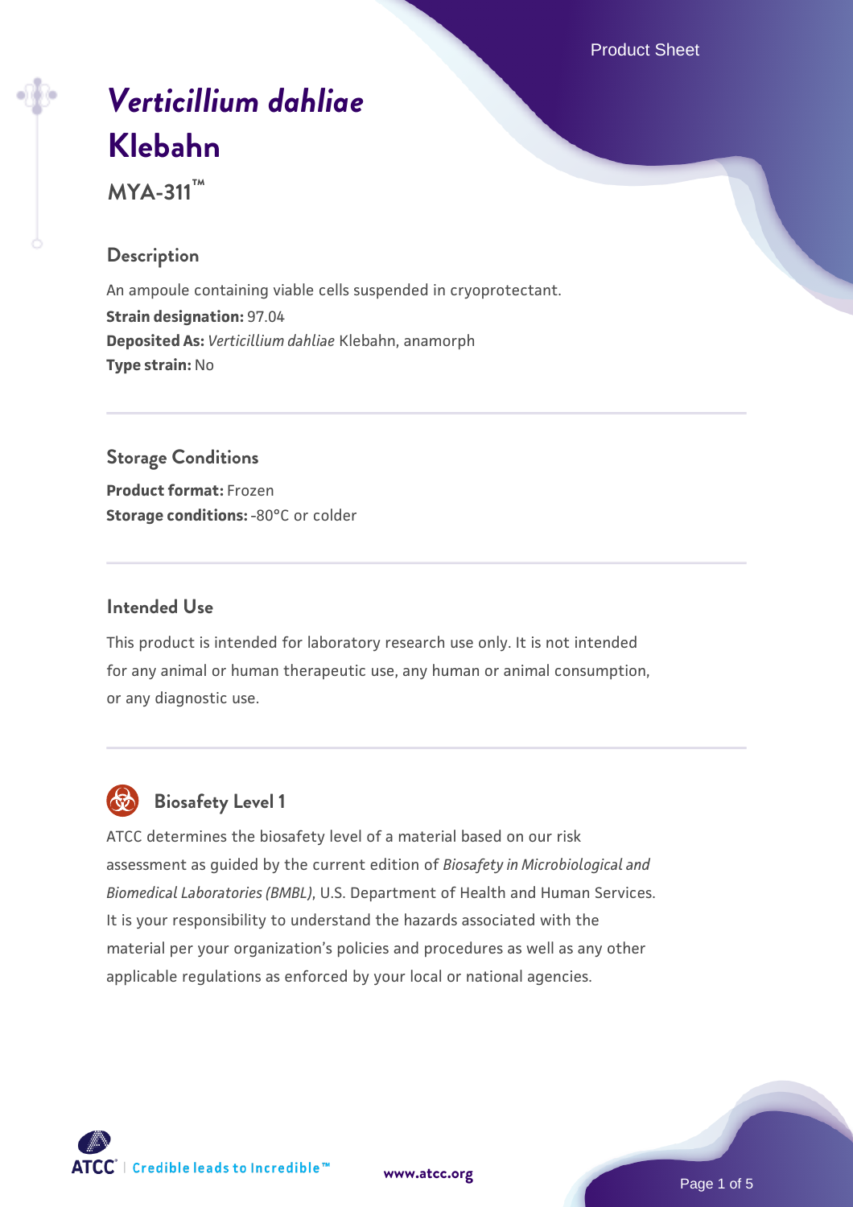# *Verticillium dahliae* Klebahn

**MYA-311™**

## Description

An ampoule containing viable cells suspended in cryoprotectant.

**Strain designation:** 97.04

**Deposited As:** *Verticillium dahliae* Klebahn, anamorph

**Type strain:** No

## Storage Conditions

**Product format:** Frozen

**Storage conditions:** -80°C or colder

## Intended Use

This product is intended for laboratory research use only. It is not intended for any animal or human therapeutic use, any human or animal consumption, or any diagnostic use.

## Biosafety Level 1

ATCC determines the biosafety level of a material based on our risk assessment as guided by the current edition of *Biosafety in Microbiological and Biomedical Laboratories (BMBL)*, U.S. Department of Health and Human Services. It is your responsibility to understand the hazards associated with the material per your organization's policies and procedures as well as any other applicable regulations as enforced by your local or national agencies.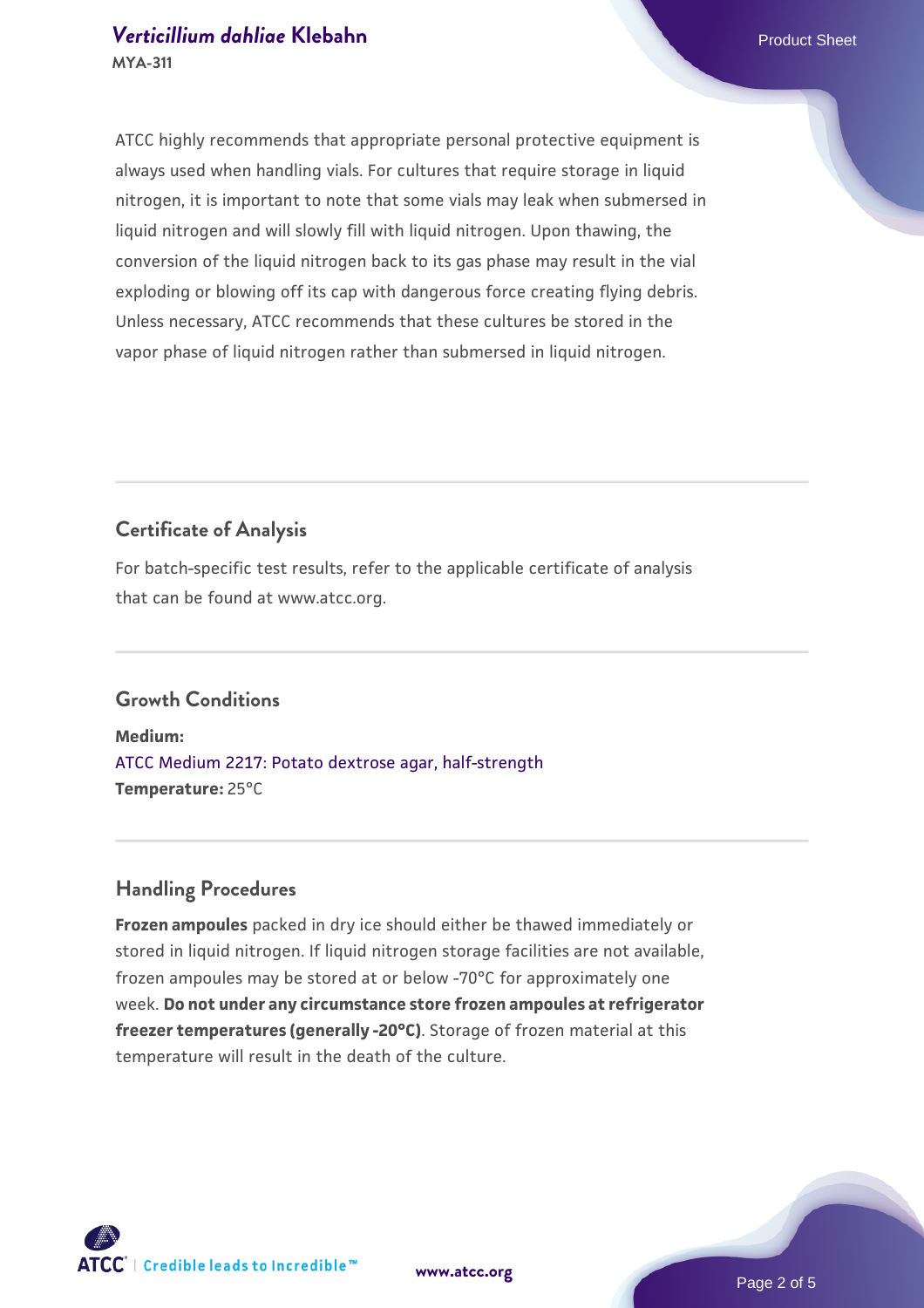ATCC highly recommends that appropriate personal protective equipment is always used when handling vials. For cultures that require storage in liquid nitrogen, it is important to note that some vials may leak when submersed in liquid nitrogen and will slowly fill with liquid nitrogen. Upon thawing, the conversion of the liquid nitrogen back to its gas phase may result in the vial exploding or blowing off its cap with dangerous force creating flying debris. Unless necessary, ATCC recommends that these cultures be stored in the vapor phase of liquid nitrogen rather than submersed in liquid nitrogen.

## Certificate of Analysis

For batch-specific test results, refer to the applicable certificate of analysis that can be found at www.atcc.org.

## Growth Conditions

**Medium:**
ATCC Medium 2217: Potato dextrose agar, half-strength
**Temperature:** 25°C

## Handling Procedures

**Frozen ampoules** packed in dry ice should either be thawed immediately or stored in liquid nitrogen. If liquid nitrogen storage facilities are not available, frozen ampoules may be stored at or below -70°C for approximately one week. **Do not under any circumstance store frozen ampoules at refrigerator freezer temperatures (generally -20°C)**. Storage of frozen material at this temperature will result in the death of the culture.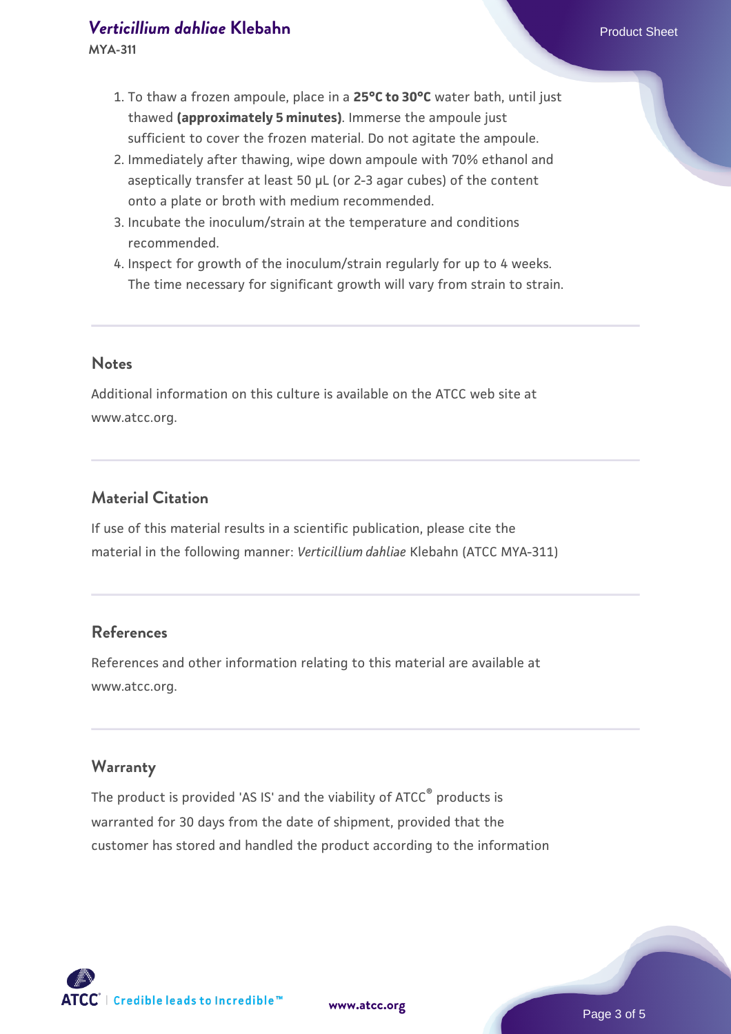1. To thaw a frozen ampoule, place in a **25°C to 30°C** water bath, until just thawed **(approximately 5 minutes)**. Immerse the ampoule just sufficient to cover the frozen material. Do not agitate the ampoule.
2. Immediately after thawing, wipe down ampoule with 70% ethanol and aseptically transfer at least 50 µL (or 2-3 agar cubes) of the content onto a plate or broth with medium recommended.
3. Incubate the inoculum/strain at the temperature and conditions recommended.
4. Inspect for growth of the inoculum/strain regularly for up to 4 weeks. The time necessary for significant growth will vary from strain to strain.

## Notes

Additional information on this culture is available on the ATCC web site at www.atcc.org.

## Material Citation

If use of this material results in a scientific publication, please cite the material in the following manner: *Verticillium dahliae* Klebahn (ATCC MYA-311)

## References

References and other information relating to this material are available at www.atcc.org.

## Warranty

The product is provided 'AS IS' and the viability of ATCC® products is warranted for 30 days from the date of shipment, provided that the customer has stored and handled the product according to the information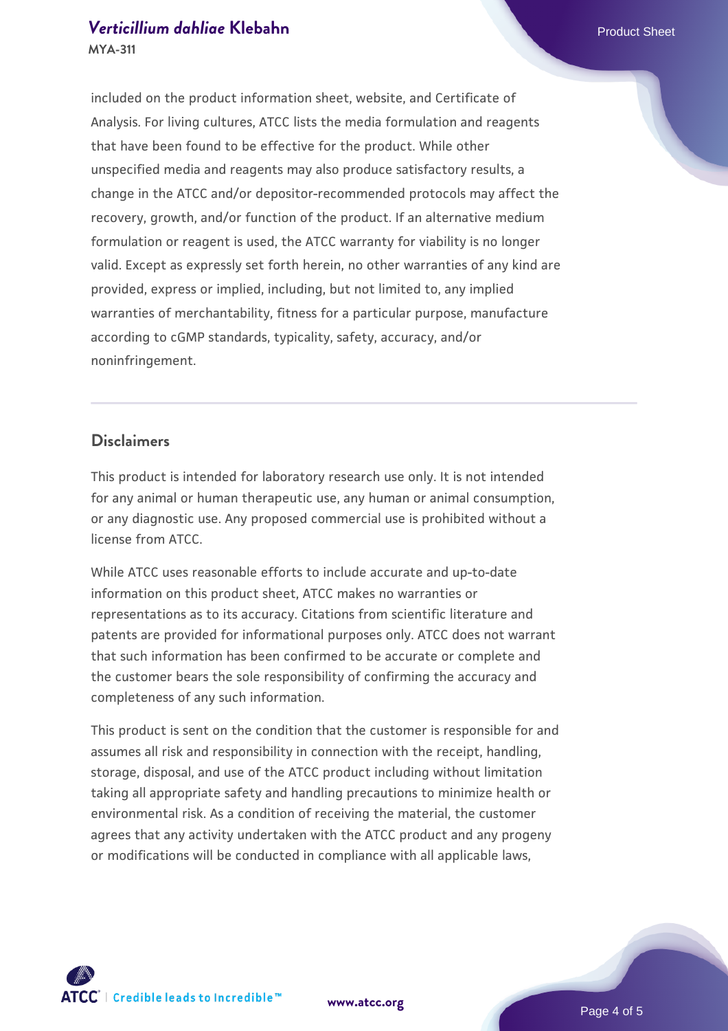included on the product information sheet, website, and Certificate of Analysis. For living cultures, ATCC lists the media formulation and reagents that have been found to be effective for the product. While other unspecified media and reagents may also produce satisfactory results, a change in the ATCC and/or depositor-recommended protocols may affect the recovery, growth, and/or function of the product. If an alternative medium formulation or reagent is used, the ATCC warranty for viability is no longer valid. Except as expressly set forth herein, no other warranties of any kind are provided, express or implied, including, but not limited to, any implied warranties of merchantability, fitness for a particular purpose, manufacture according to cGMP standards, typicality, safety, accuracy, and/or noninfringement.

## Disclaimers

This product is intended for laboratory research use only. It is not intended for any animal or human therapeutic use, any human or animal consumption, or any diagnostic use. Any proposed commercial use is prohibited without a license from ATCC.

While ATCC uses reasonable efforts to include accurate and up-to-date information on this product sheet, ATCC makes no warranties or representations as to its accuracy. Citations from scientific literature and patents are provided for informational purposes only. ATCC does not warrant that such information has been confirmed to be accurate or complete and the customer bears the sole responsibility of confirming the accuracy and completeness of any such information.

This product is sent on the condition that the customer is responsible for and assumes all risk and responsibility in connection with the receipt, handling, storage, disposal, and use of the ATCC product including without limitation taking all appropriate safety and handling precautions to minimize health or environmental risk. As a condition of receiving the material, the customer agrees that any activity undertaken with the ATCC product and any progeny or modifications will be conducted in compliance with all applicable laws,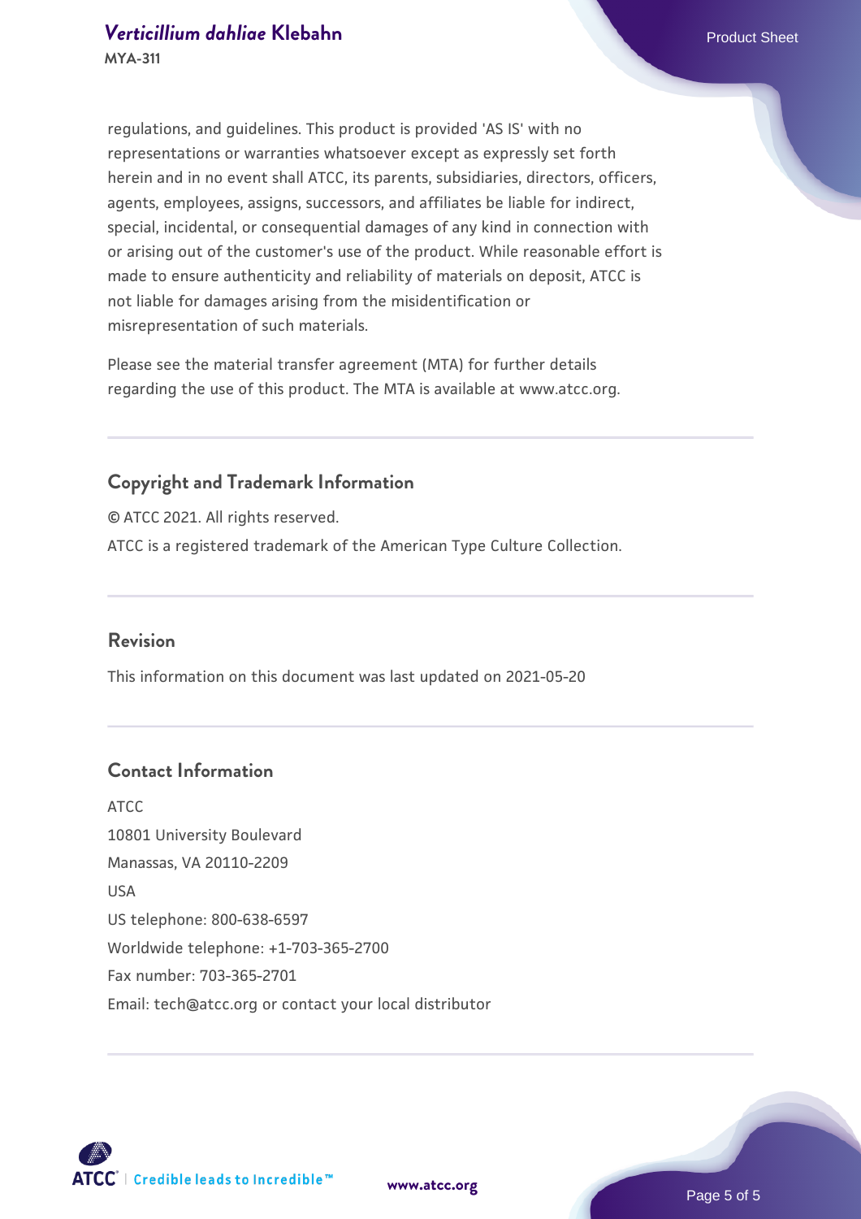regulations, and guidelines. This product is provided 'AS IS' with no representations or warranties whatsoever except as expressly set forth herein and in no event shall ATCC, its parents, subsidiaries, directors, officers, agents, employees, assigns, successors, and affiliates be liable for indirect, special, incidental, or consequential damages of any kind in connection with or arising out of the customer's use of the product. While reasonable effort is made to ensure authenticity and reliability of materials on deposit, ATCC is not liable for damages arising from the misidentification or misrepresentation of such materials.

Please see the material transfer agreement (MTA) for further details regarding the use of this product. The MTA is available at www.atcc.org.

## Copyright and Trademark Information

© ATCC 2021. All rights reserved.

ATCC is a registered trademark of the American Type Culture Collection.

## Revision

This information on this document was last updated on 2021-05-20

## Contact Information

ATCC
10801 University Boulevard
Manassas, VA 20110-2209
USA
US telephone: 800-638-6597
Worldwide telephone: +1-703-365-2700
Fax number: 703-365-2701
Email: tech@atcc.org or contact your local distributor